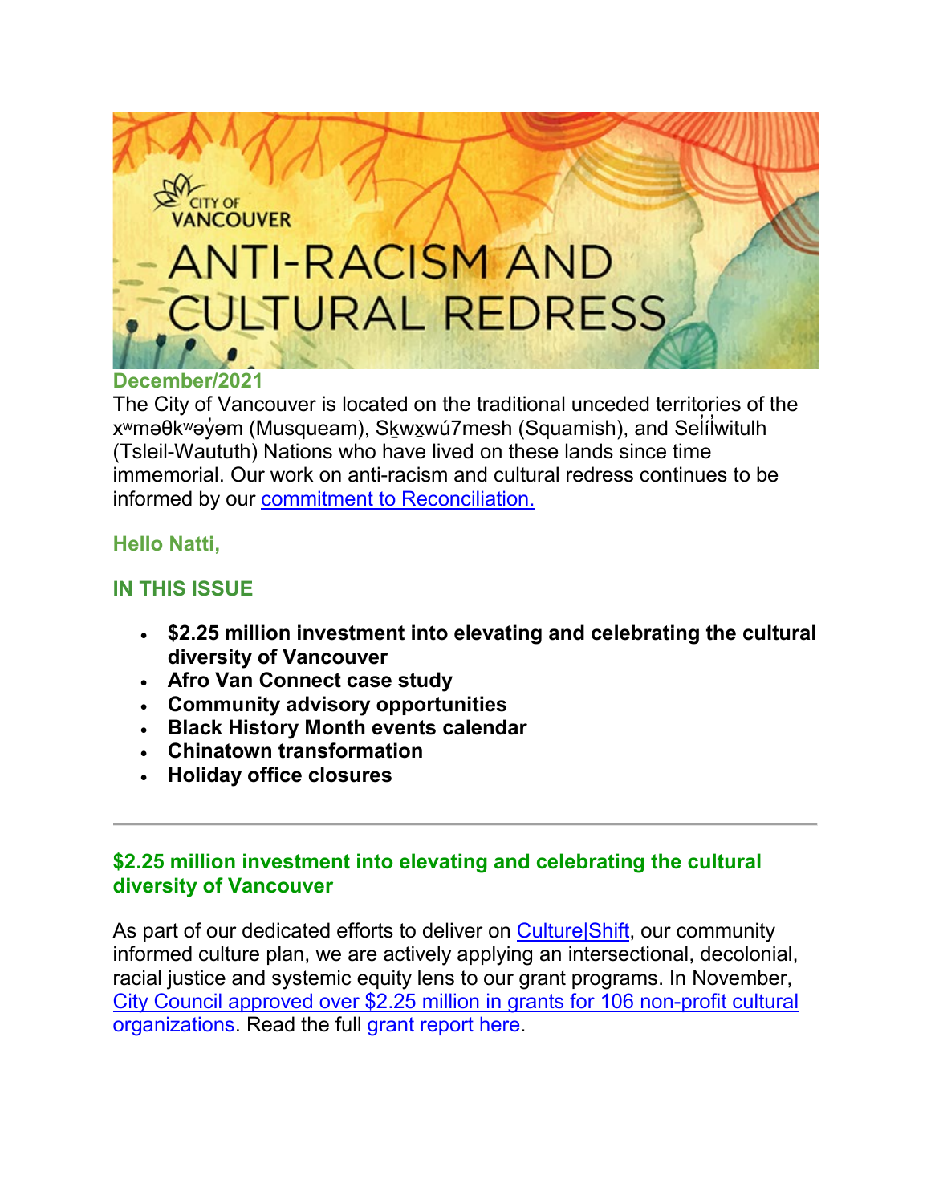# CITY OF VANCOUVER ANTI-RACISM AND CULTURAL REDRESS

**December/2021**

The City of Vancouver is located on the traditional unceded territories of the xʷməθkʷəy̓əm (Musqueam), Sḵwx̱wú7mesh (Squamish), and Səl̓ílwətaʔɬ (Tsleil-Waututh) Nations who have lived on these lands since time immemorial. Our work on anti-racism and cultural redress continues to be informed by our commitment to Reconciliation.

**Hello Natti,**

## IN THIS ISSUE

- **$2.25 million investment into elevating and celebrating the cultural diversity of Vancouver**
- **Afro Van Connect case study**
- **Community advisory opportunities**
- **Black History Month events calendar**
- **Chinatown transformation**
- **Holiday office closures**

---

## $2.25 million investment into elevating and celebrating the cultural diversity of Vancouver

As part of our dedicated efforts to deliver on Culture|Shift, our community informed culture plan, we are actively applying an intersectional, decolonial, racial justice and systemic equity lens to our grant programs. In November, City Council approved over $2.25 million in grants for 106 non-profit cultural organizations. Read the full grant report here.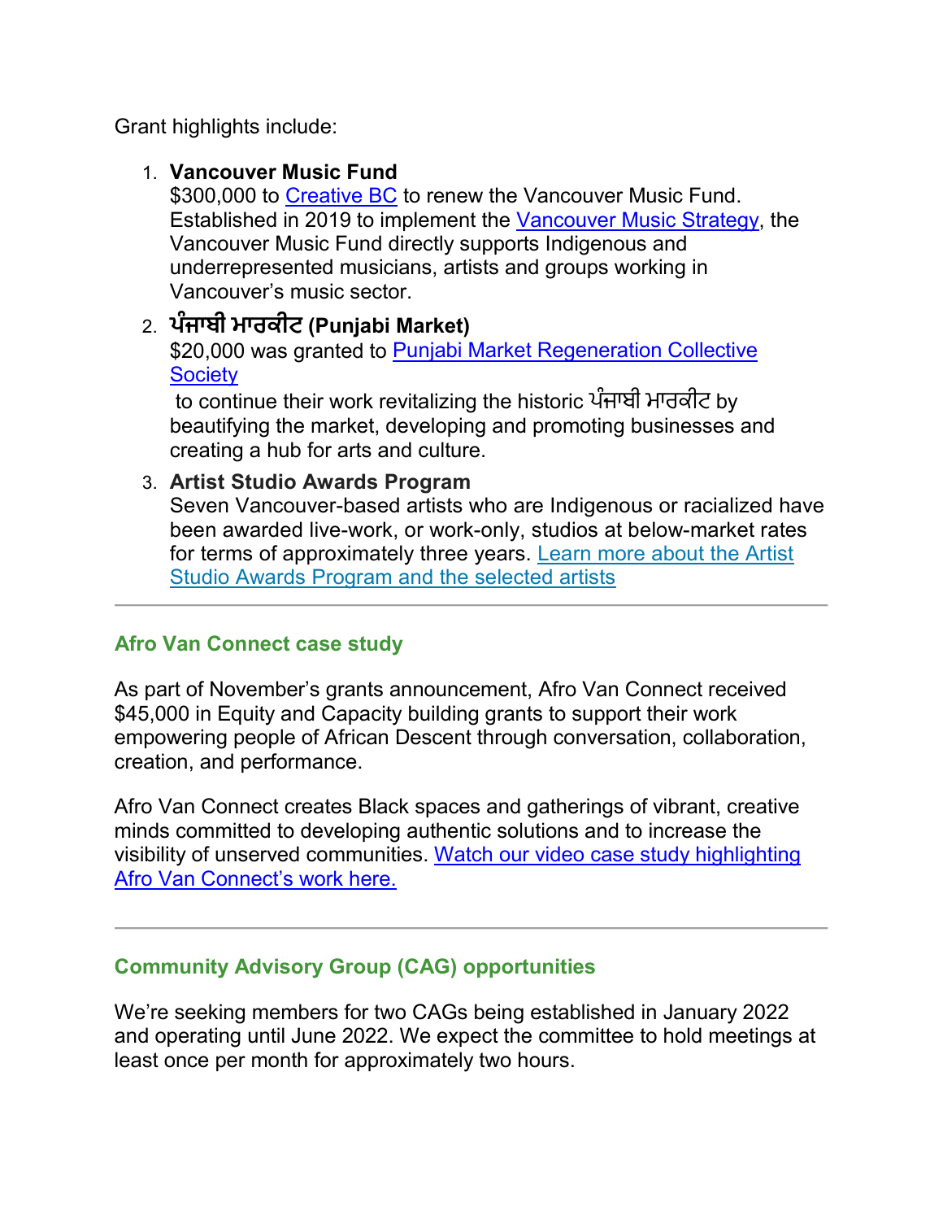Grant highlights include:

1. **Vancouver Music Fund**
   $300,000 to [Creative BC] to renew the Vancouver Music Fund. Established in 2019 to implement the [Vancouver Music Strategy], the Vancouver Music Fund directly supports Indigenous and underrepresented musicians, artists and groups working in Vancouver's music sector.
2. **ਪੰਜਾਬੀ ਮਾਰਕੀਟ (Punjabi Market)**
   $20,000 was granted to [Punjabi Market Regeneration Collective Society]
   to continue their work revitalizing the historic ਪੰਜਾਬੀ ਮਾਰਕੀਟ by beautifying the market, developing and promoting businesses and creating a hub for arts and culture.
3. **Artist Studio Awards Program**
   Seven Vancouver-based artists who are Indigenous or racialized have been awarded live-work, or work-only, studios at below-market rates for terms of approximately three years. [Learn more about the Artist Studio Awards Program and the selected artists]

---

## Afro Van Connect case study

As part of November's grants announcement, Afro Van Connect received $45,000 in Equity and Capacity building grants to support their work empowering people of African Descent through conversation, collaboration, creation, and performance.

Afro Van Connect creates Black spaces and gatherings of vibrant, creative minds committed to developing authentic solutions and to increase the visibility of unserved communities. [Watch our video case study highlighting Afro Van Connect's work here.]

---

## Community Advisory Group (CAG) opportunities

We're seeking members for two CAGs being established in January 2022 and operating until June 2022. We expect the committee to hold meetings at least once per month for approximately two hours.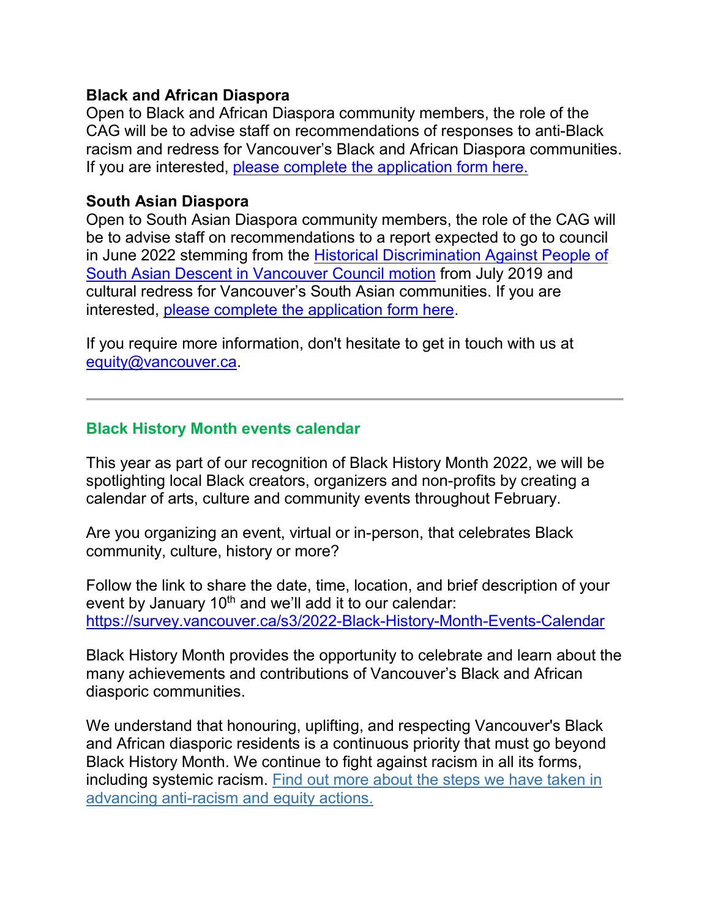**Black and African Diaspora**
Open to Black and African Diaspora community members, the role of the CAG will be to advise staff on recommendations of responses to anti-Black racism and redress for Vancouver's Black and African Diaspora communities. If you are interested, please complete the application form here.

**South Asian Diaspora**
Open to South Asian Diaspora community members, the role of the CAG will be to advise staff on recommendations to a report expected to go to council in June 2022 stemming from the Historical Discrimination Against People of South Asian Descent in Vancouver Council motion from July 2019 and cultural redress for Vancouver's South Asian communities. If you are interested, please complete the application form here.

If you require more information, don't hesitate to get in touch with us at equity@vancouver.ca.

---

## Black History Month events calendar

This year as part of our recognition of Black History Month 2022, we will be spotlighting local Black creators, organizers and non-profits by creating a calendar of arts, culture and community events throughout February.

Are you organizing an event, virtual or in-person, that celebrates Black community, culture, history or more?

Follow the link to share the date, time, location, and brief description of your event by January 10th and we'll add it to our calendar: https://survey.vancouver.ca/s3/2022-Black-History-Month-Events-Calendar

Black History Month provides the opportunity to celebrate and learn about the many achievements and contributions of Vancouver's Black and African diasporic communities.

We understand that honouring, uplifting, and respecting Vancouver's Black and African diasporic residents is a continuous priority that must go beyond Black History Month. We continue to fight against racism in all its forms, including systemic racism. Find out more about the steps we have taken in advancing anti-racism and equity actions.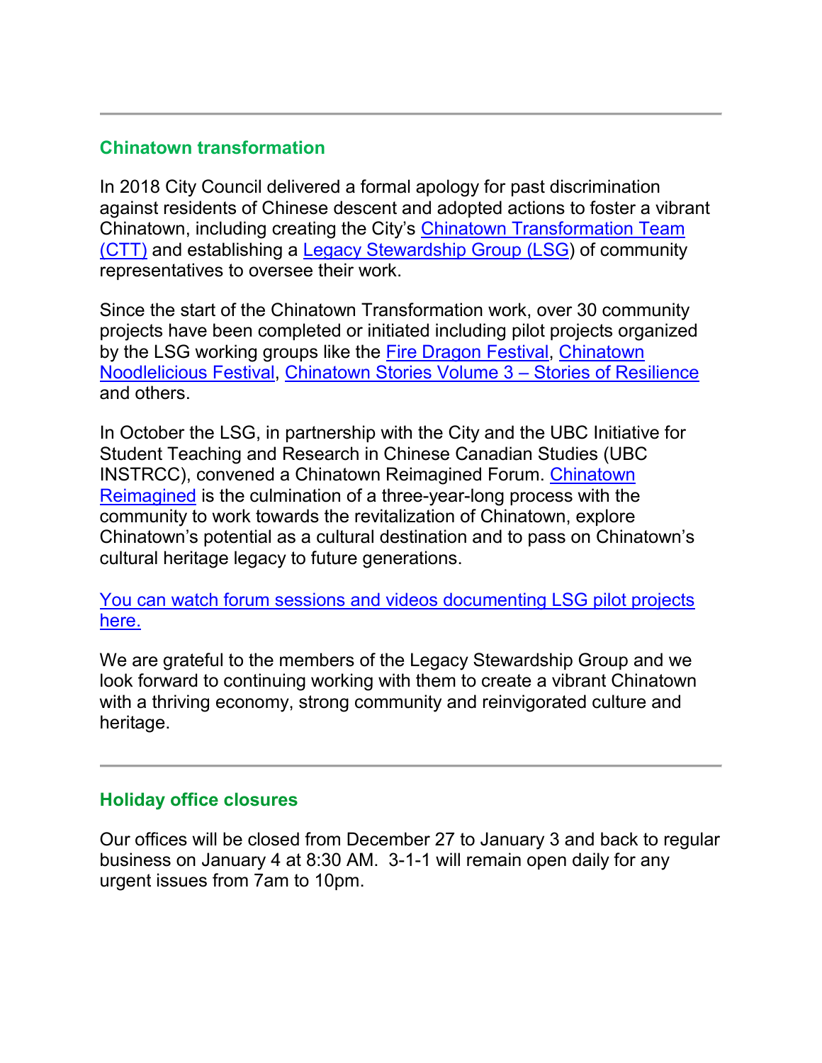---

## Chinatown transformation

In 2018 City Council delivered a formal apology for past discrimination against residents of Chinese descent and adopted actions to foster a vibrant Chinatown, including creating the City's Chinatown Transformation Team (CTT) and establishing a Legacy Stewardship Group (LSG) of community representatives to oversee their work.

Since the start of the Chinatown Transformation work, over 30 community projects have been completed or initiated including pilot projects organized by the LSG working groups like the Fire Dragon Festival, Chinatown Noodlelicious Festival, Chinatown Stories Volume 3 – Stories of Resilience and others.

In October the LSG, in partnership with the City and the UBC Initiative for Student Teaching and Research in Chinese Canadian Studies (UBC INSTRCC), convened a Chinatown Reimagined Forum. Chinatown Reimagined is the culmination of a three-year-long process with the community to work towards the revitalization of Chinatown, explore Chinatown's potential as a cultural destination and to pass on Chinatown's cultural heritage legacy to future generations.

You can watch forum sessions and videos documenting LSG pilot projects here.

We are grateful to the members of the Legacy Stewardship Group and we look forward to continuing working with them to create a vibrant Chinatown with a thriving economy, strong community and reinvigorated culture and heritage.

---

## Holiday office closures

Our offices will be closed from December 27 to January 3 and back to regular business on January 4 at 8:30 AM. 3-1-1 will remain open daily for any urgent issues from 7am to 10pm.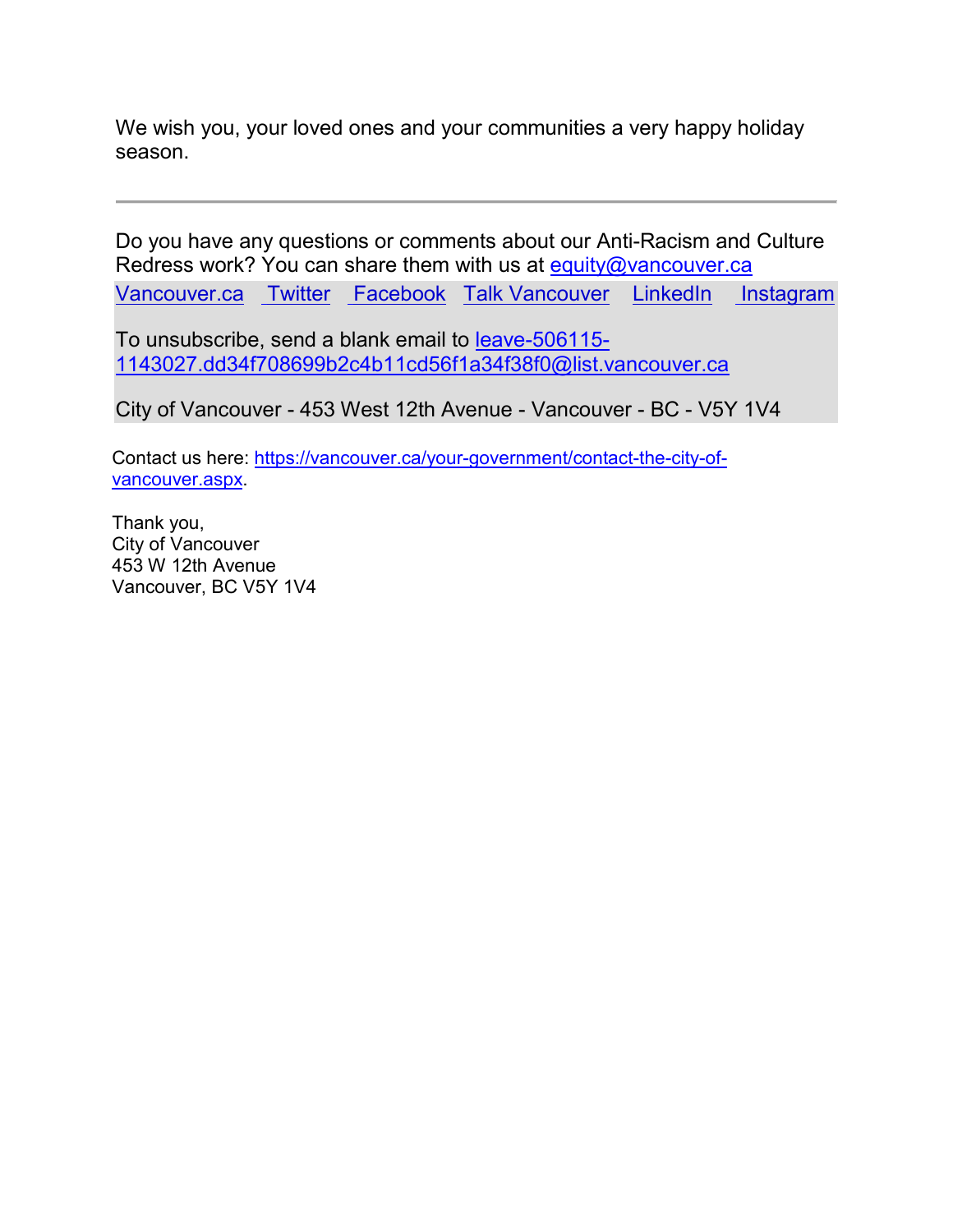We wish you, your loved ones and your communities a very happy holiday season.

---

Do you have any questions or comments about our Anti-Racism and Culture Redress work? You can share them with us at equity@vancouver.ca

Vancouver.ca Twitter Facebook Talk Vancouver LinkedIn Instagram

To unsubscribe, send a blank email to leave-506115-1143027.dd34f708699b2c4b11cd56f1a34f38f0@list.vancouver.ca

City of Vancouver - 453 West 12th Avenue - Vancouver - BC - V5Y 1V4

Contact us here: https://vancouver.ca/your-government/contact-the-city-of-vancouver.aspx.

Thank you,
City of Vancouver
453 W 12th Avenue
Vancouver, BC V5Y 1V4